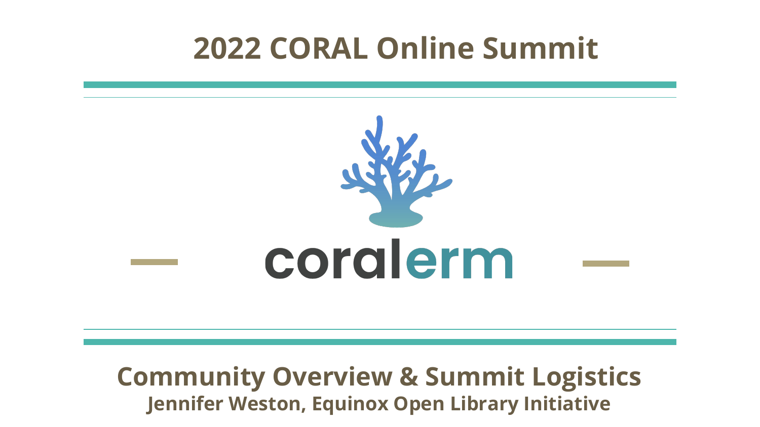# 2022 CORAL Online Summit

coralerm

## Community Overview & Summit Logistics

**Jennifer Weston, Equinox Open Library Initiative**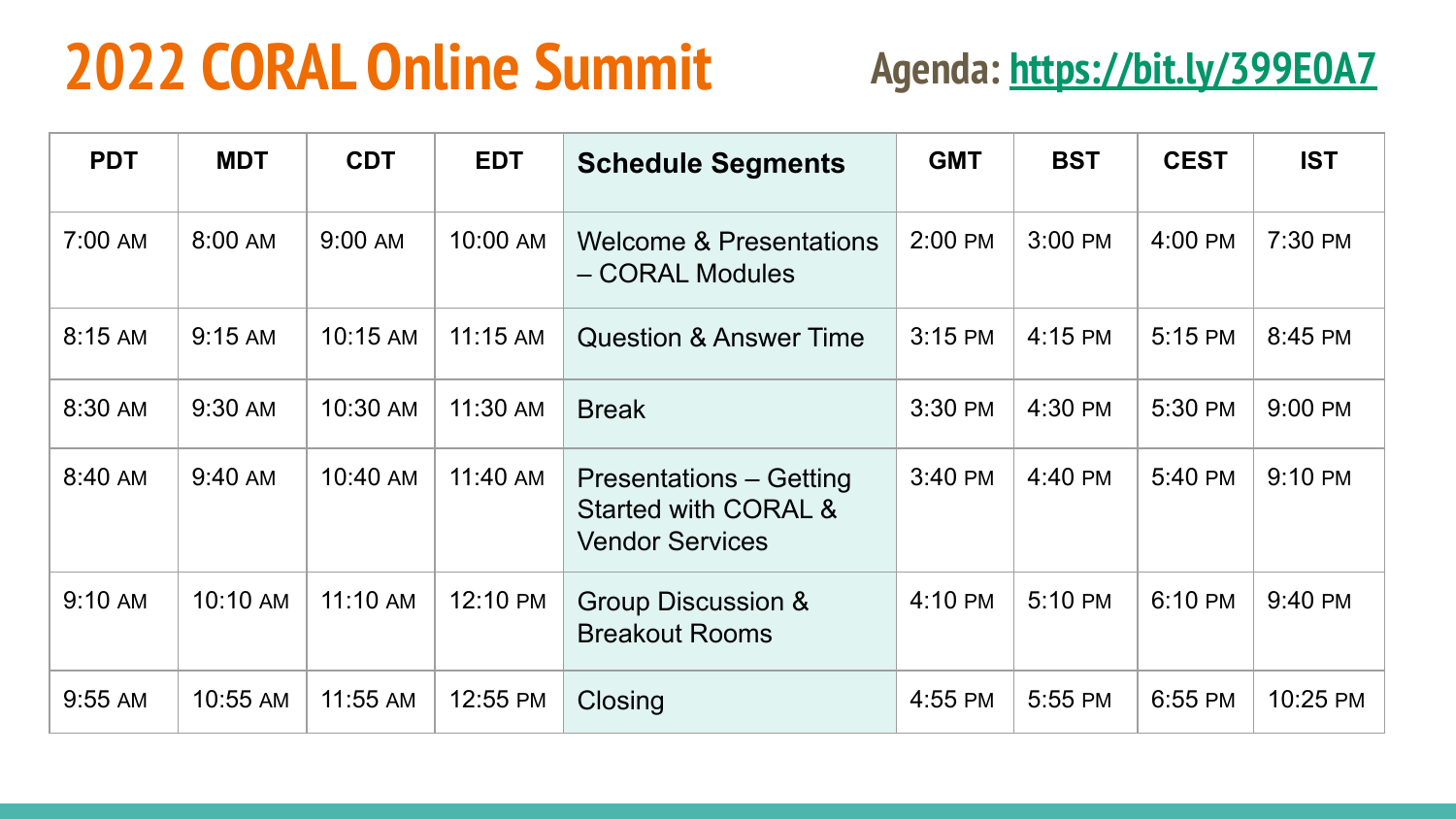# 2022 CORAL Online Summit

**Agenda: https://bit.ly/399E0A7**

| PDT | MDT | CDT | EDT | Schedule Segments | GMT | BST | CEST | IST |
|---|---|---|---|---|---|---|---|---|
| 7:00 AM | 8:00 AM | 9:00 AM | 10:00 AM | Welcome & Presentations – CORAL Modules | 2:00 PM | 3:00 PM | 4:00 PM | 7:30 PM |
| 8:15 AM | 9:15 AM | 10:15 AM | 11:15 AM | Question & Answer Time | 3:15 PM | 4:15 PM | 5:15 PM | 8:45 PM |
| 8:30 AM | 9:30 AM | 10:30 AM | 11:30 AM | Break | 3:30 PM | 4:30 PM | 5:30 PM | 9:00 PM |
| 8:40 AM | 9:40 AM | 10:40 AM | 11:40 AM | Presentations – Getting Started with CORAL & Vendor Services | 3:40 PM | 4:40 PM | 5:40 PM | 9:10 PM |
| 9:10 AM | 10:10 AM | 11:10 AM | 12:10 PM | Group Discussion & Breakout Rooms | 4:10 PM | 5:10 PM | 6:10 PM | 9:40 PM |
| 9:55 AM | 10:55 AM | 11:55 AM | 12:55 PM | Closing | 4:55 PM | 5:55 PM | 6:55 PM | 10:25 PM |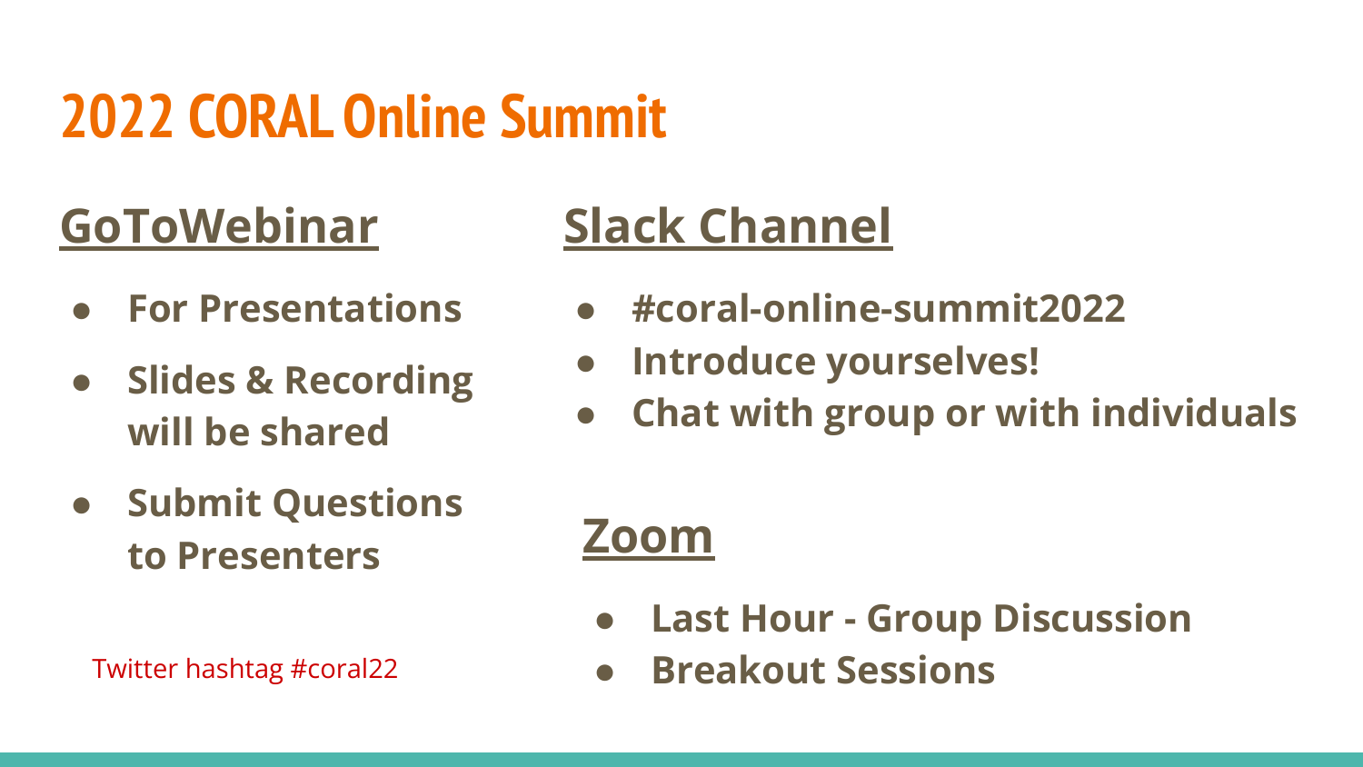# 2022 CORAL Online Summit

## GoToWebinar

- **For Presentations**
- **Slides & Recording will be shared**
- **Submit Questions to Presenters**

Twitter hashtag #coral22

## Slack Channel

- **#coral-online-summit2022**
- **Introduce yourselves!**
- **Chat with group or with individuals**

## Zoom

- **Last Hour - Group Discussion**
- **Breakout Sessions**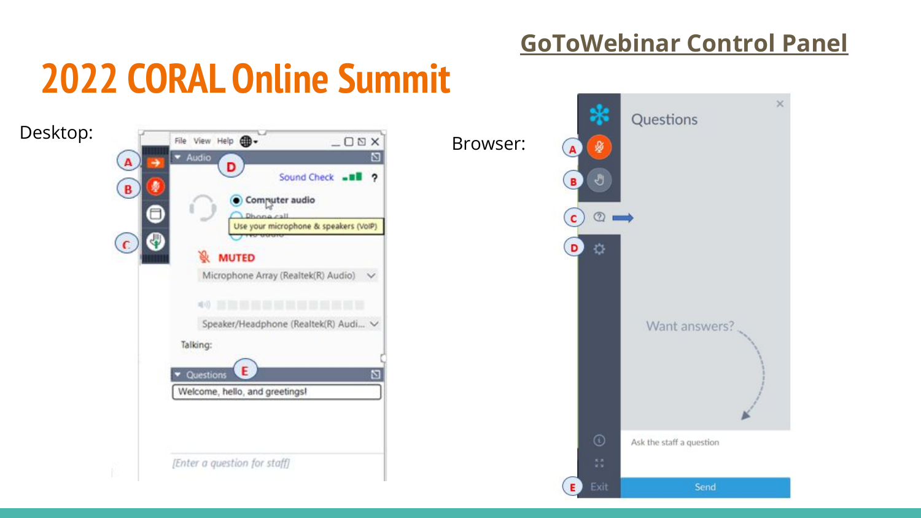# 2022 CORAL Online Summit

## GoToWebinar Control Panel

Desktop:

Browser: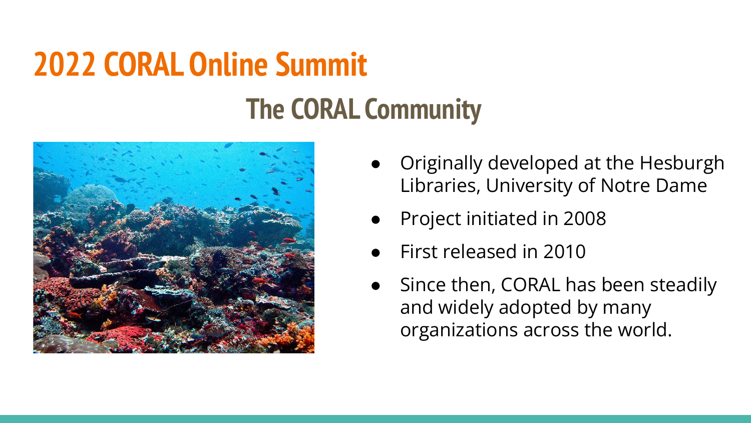# 2022 CORAL Online Summit

## The CORAL Community

- Originally developed at the Hesburgh Libraries, University of Notre Dame
- Project initiated in 2008
- First released in 2010
- Since then, CORAL has been steadily and widely adopted by many organizations across the world.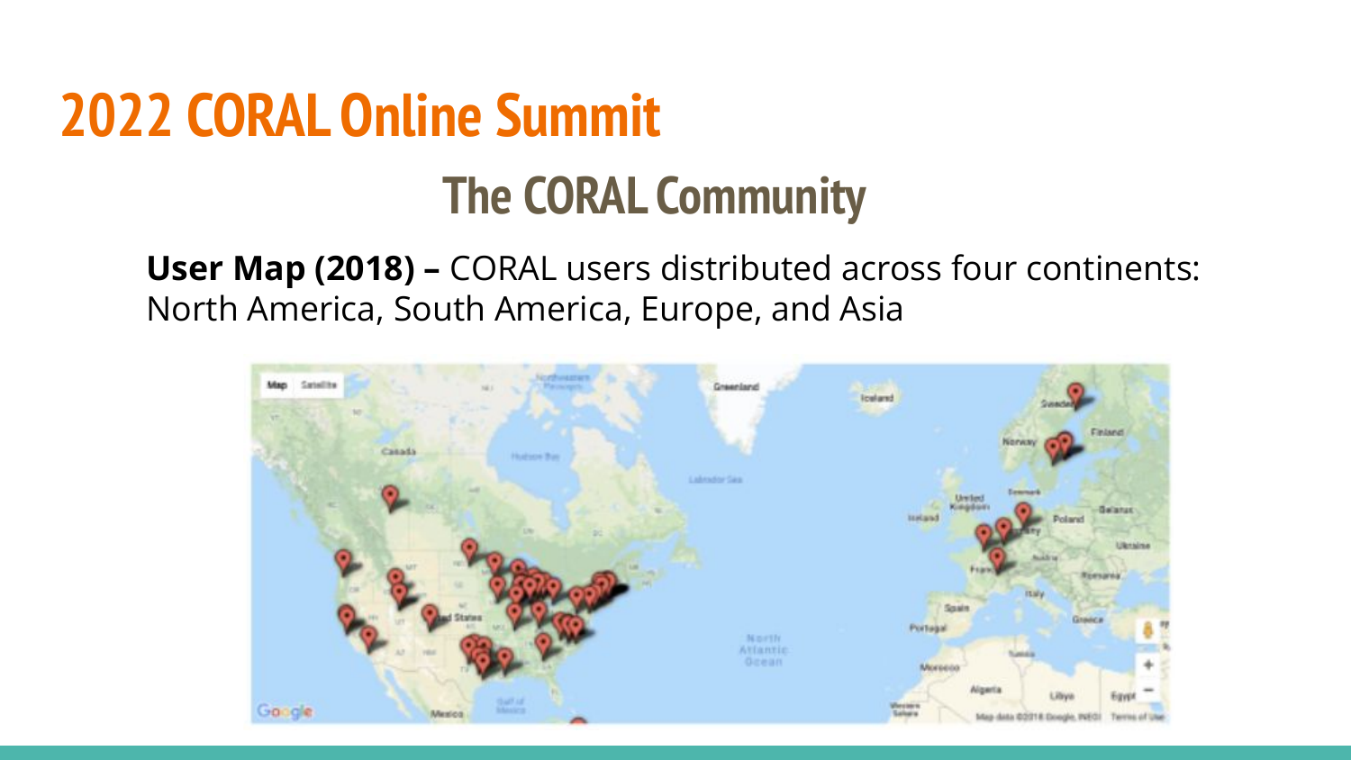# 2022 CORAL Online Summit

## The CORAL Community

**User Map (2018) –** CORAL users distributed across four continents: North America, South America, Europe, and Asia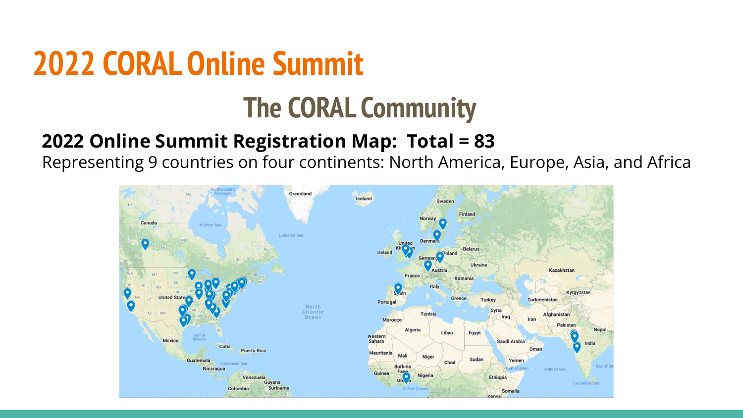# 2022 CORAL Online Summit

## The CORAL Community

**2022 Online Summit Registration Map:  Total = 83**

Representing 9 countries on four continents: North America, Europe, Asia, and Africa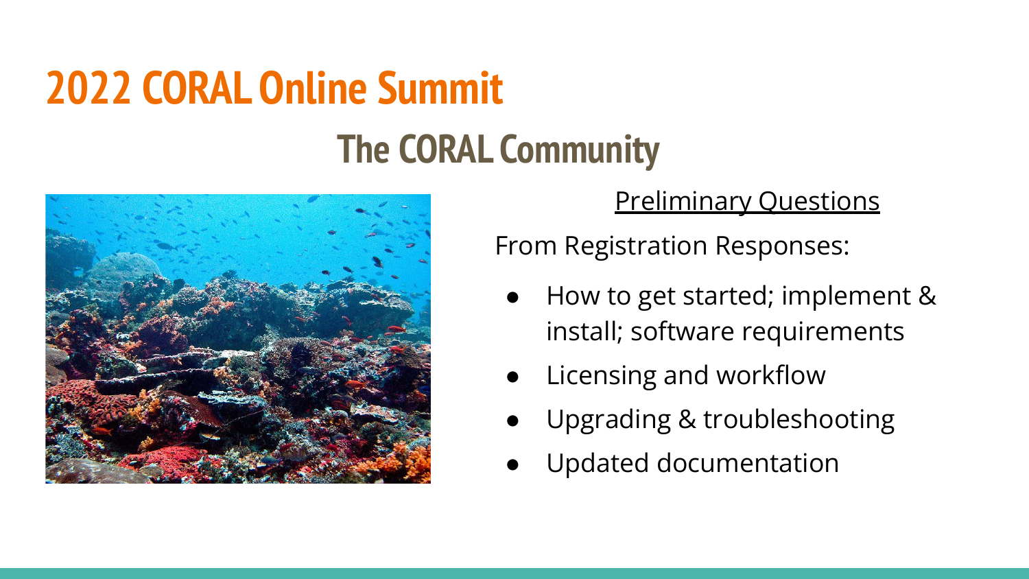# 2022 CORAL Online Summit

## The CORAL Community

Preliminary Questions

From Registration Responses:

- How to get started; implement & install; software requirements
- Licensing and workflow
- Upgrading & troubleshooting
- Updated documentation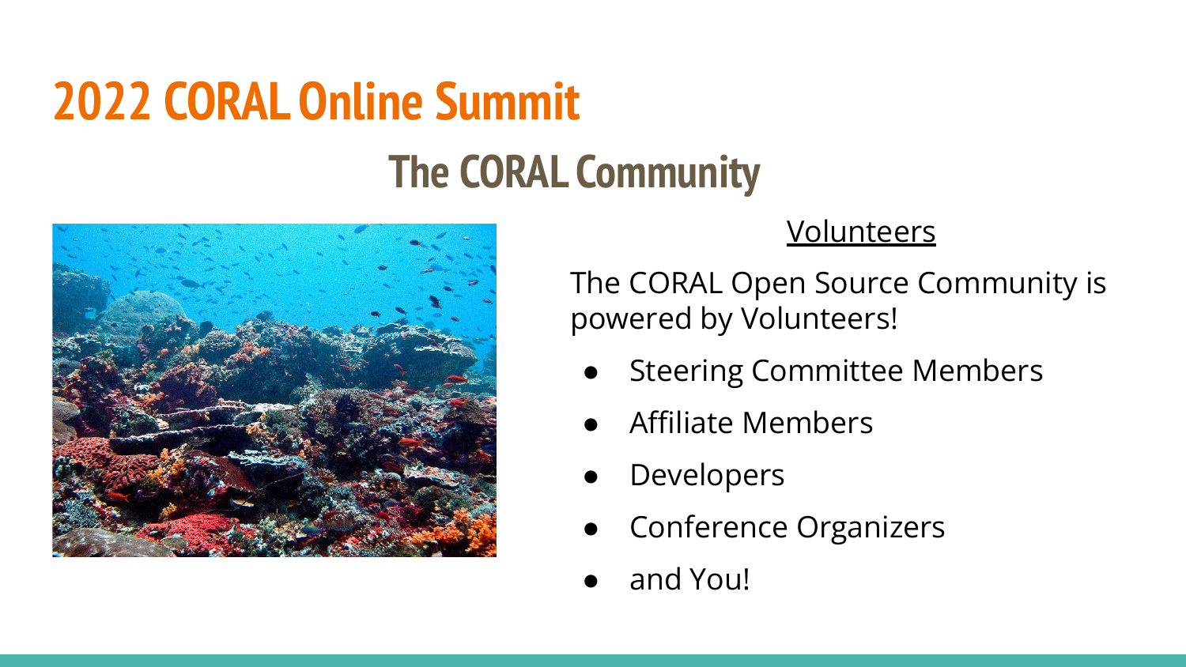# 2022 CORAL Online Summit

## The CORAL Community

<u>Volunteers</u>

The CORAL Open Source Community is powered by Volunteers!

- Steering Committee Members
- Affiliate Members
- Developers
- Conference Organizers
- and You!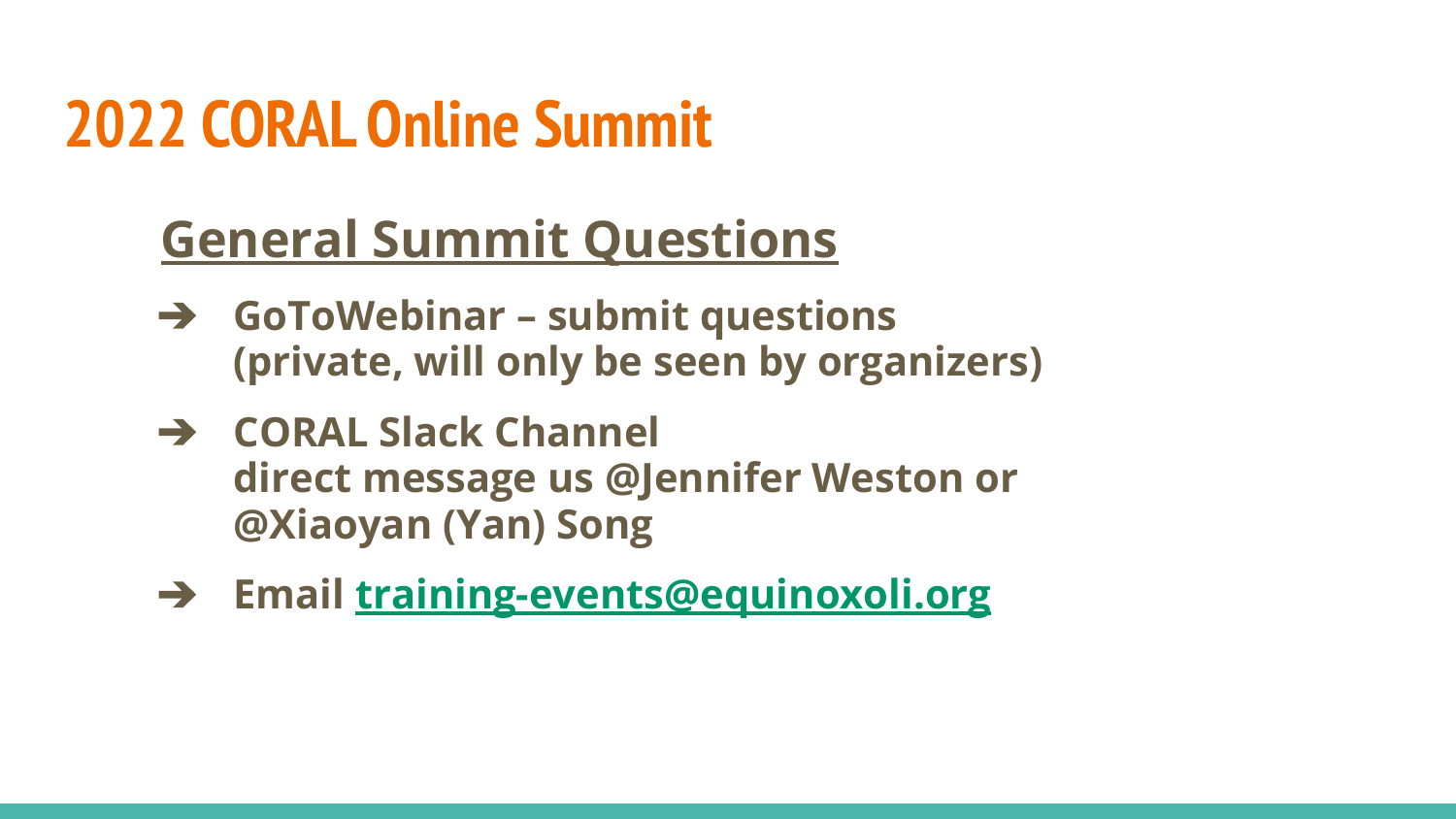# 2022 CORAL Online Summit

## General Summit Questions

- **GoToWebinar – submit questions (private, will only be seen by organizers)**
- **CORAL Slack Channel direct message us @Jennifer Weston or @Xiaoyan (Yan) Song**
- **Email training-events@equinoxoli.org**